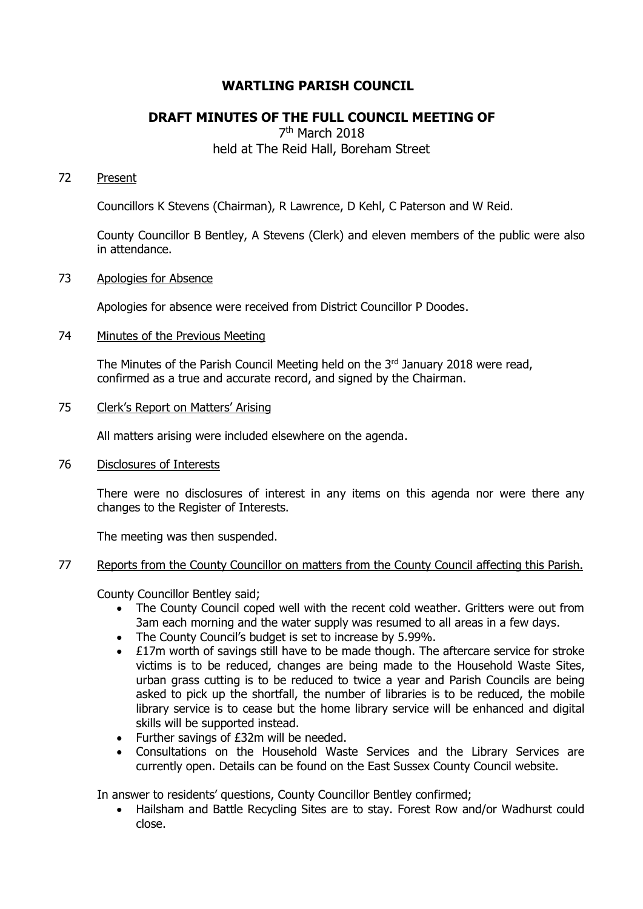# WARTLING PARISH COUNCIL

## DRAFT MINUTES OF THE FULL COUNCIL MEETING OF

7th March 2018
held at The Reid Hall, Boreham Street

72 Present

Councillors K Stevens (Chairman), R Lawrence, D Kehl, C Paterson and W Reid.

County Councillor B Bentley, A Stevens (Clerk) and eleven members of the public were also in attendance.

73 Apologies for Absence

Apologies for absence were received from District Councillor P Doodes.

74 Minutes of the Previous Meeting

The Minutes of the Parish Council Meeting held on the 3rd January 2018 were read, confirmed as a true and accurate record, and signed by the Chairman.

75 Clerk's Report on Matters' Arising

All matters arising were included elsewhere on the agenda.

76 Disclosures of Interests

There were no disclosures of interest in any items on this agenda nor were there any changes to the Register of Interests.

The meeting was then suspended.

77 Reports from the County Councillor on matters from the County Council affecting this Parish.

County Councillor Bentley said;

- The County Council coped well with the recent cold weather. Gritters were out from 3am each morning and the water supply was resumed to all areas in a few days.
- The County Council's budget is set to increase by 5.99%.
- £17m worth of savings still have to be made though. The aftercare service for stroke victims is to be reduced, changes are being made to the Household Waste Sites, urban grass cutting is to be reduced to twice a year and Parish Councils are being asked to pick up the shortfall, the number of libraries is to be reduced, the mobile library service is to cease but the home library service will be enhanced and digital skills will be supported instead.
- Further savings of £32m will be needed.
- Consultations on the Household Waste Services and the Library Services are currently open. Details can be found on the East Sussex County Council website.

In answer to residents' questions, County Councillor Bentley confirmed;

- Hailsham and Battle Recycling Sites are to stay. Forest Row and/or Wadhurst could close.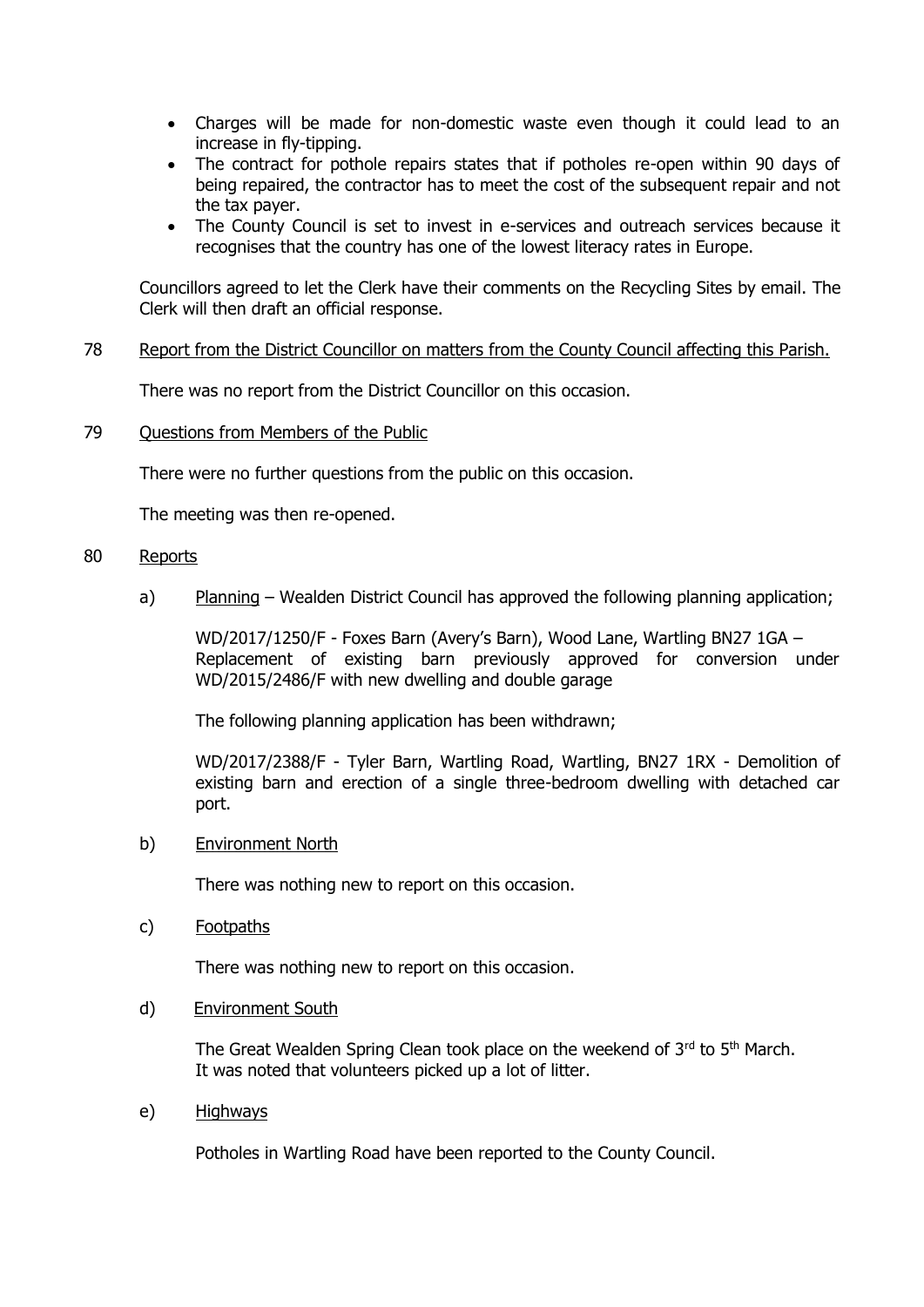- Charges will be made for non-domestic waste even though it could lead to an increase in fly-tipping.
- The contract for pothole repairs states that if potholes re-open within 90 days of being repaired, the contractor has to meet the cost of the subsequent repair and not the tax payer.
- The County Council is set to invest in e-services and outreach services because it recognises that the country has one of the lowest literacy rates in Europe.

Councillors agreed to let the Clerk have their comments on the Recycling Sites by email. The Clerk will then draft an official response.

78 Report from the District Councillor on matters from the County Council affecting this Parish.

There was no report from the District Councillor on this occasion.

79 Questions from Members of the Public

There were no further questions from the public on this occasion.

The meeting was then re-opened.

80 Reports

a) Planning – Wealden District Council has approved the following planning application;

WD/2017/1250/F - Foxes Barn (Avery's Barn), Wood Lane, Wartling BN27 1GA – Replacement of existing barn previously approved for conversion under WD/2015/2486/F with new dwelling and double garage

The following planning application has been withdrawn;

WD/2017/2388/F - Tyler Barn, Wartling Road, Wartling, BN27 1RX - Demolition of existing barn and erection of a single three-bedroom dwelling with detached car port.

b) Environment North

There was nothing new to report on this occasion.

c) Footpaths

There was nothing new to report on this occasion.

d) Environment South

The Great Wealden Spring Clean took place on the weekend of 3rd to 5th March. It was noted that volunteers picked up a lot of litter.

e) Highways

Potholes in Wartling Road have been reported to the County Council.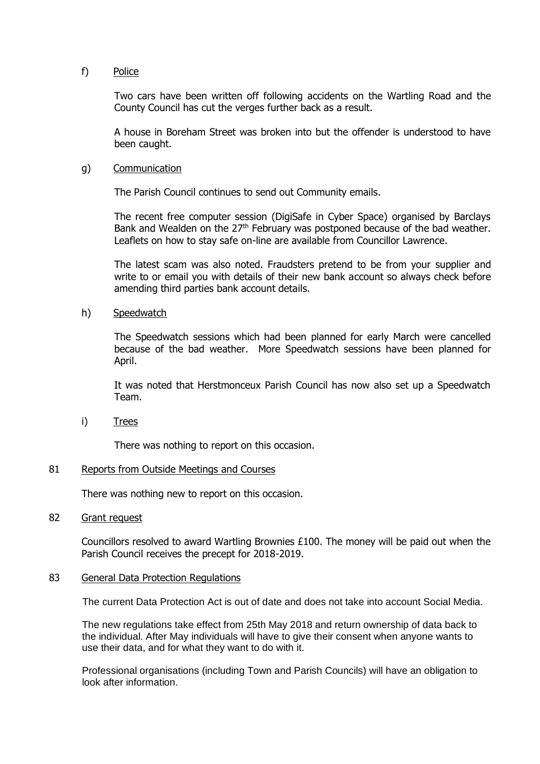f) <u>Police</u>

Two cars have been written off following accidents on the Wartling Road and the County Council has cut the verges further back as a result.

A house in Boreham Street was broken into but the offender is understood to have been caught.

g) <u>Communication</u>

The Parish Council continues to send out Community emails.

The recent free computer session (DigiSafe in Cyber Space) organised by Barclays Bank and Wealden on the 27th February was postponed because of the bad weather. Leaflets on how to stay safe on-line are available from Councillor Lawrence.

The latest scam was also noted. Fraudsters pretend to be from your supplier and write to or email you with details of their new bank account so always check before amending third parties bank account details.

h) <u>Speedwatch</u>

The Speedwatch sessions which had been planned for early March were cancelled because of the bad weather. More Speedwatch sessions have been planned for April.

It was noted that Herstmonceux Parish Council has now also set up a Speedwatch Team.

i) <u>Trees</u>

There was nothing to report on this occasion.

81 <u>Reports from Outside Meetings and Courses</u>

There was nothing new to report on this occasion.

82 <u>Grant request</u>

Councillors resolved to award Wartling Brownies £100. The money will be paid out when the Parish Council receives the precept for 2018-2019.

83 <u>General Data Protection Regulations</u>

The current Data Protection Act is out of date and does not take into account Social Media.

The new regulations take effect from 25th May 2018 and return ownership of data back to the individual. After May individuals will have to give their consent when anyone wants to use their data, and for what they want to do with it.

Professional organisations (including Town and Parish Councils) will have an obligation to look after information.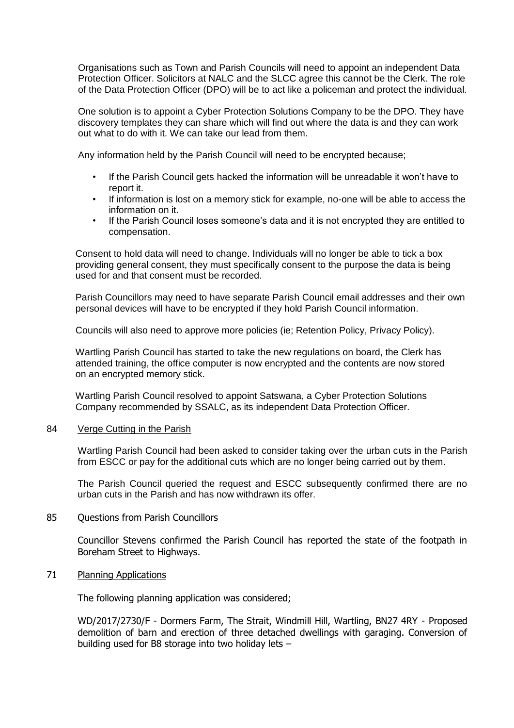Organisations such as Town and Parish Councils will need to appoint an independent Data Protection Officer. Solicitors at NALC and the SLCC agree this cannot be the Clerk. The role of the Data Protection Officer (DPO) will be to act like a policeman and protect the individual.

One solution is to appoint a Cyber Protection Solutions Company to be the DPO. They have discovery templates they can share which will find out where the data is and they can work out what to do with it. We can take our lead from them.

Any information held by the Parish Council will need to be encrypted because;

- If the Parish Council gets hacked the information will be unreadable it won't have to report it.
- If information is lost on a memory stick for example, no-one will be able to access the information on it.
- If the Parish Council loses someone's data and it is not encrypted they are entitled to compensation.

Consent to hold data will need to change. Individuals will no longer be able to tick a box providing general consent, they must specifically consent to the purpose the data is being used for and that consent must be recorded.

Parish Councillors may need to have separate Parish Council email addresses and their own personal devices will have to be encrypted if they hold Parish Council information.

Councils will also need to approve more policies (ie; Retention Policy, Privacy Policy).

Wartling Parish Council has started to take the new regulations on board, the Clerk has attended training, the office computer is now encrypted and the contents are now stored on an encrypted memory stick.

Wartling Parish Council resolved to appoint Satswana, a Cyber Protection Solutions Company recommended by SSALC, as its independent Data Protection Officer.

## 84 Verge Cutting in the Parish

Wartling Parish Council had been asked to consider taking over the urban cuts in the Parish from ESCC or pay for the additional cuts which are no longer being carried out by them.

The Parish Council queried the request and ESCC subsequently confirmed there are no urban cuts in the Parish and has now withdrawn its offer.

## 85 Questions from Parish Councillors

Councillor Stevens confirmed the Parish Council has reported the state of the footpath in Boreham Street to Highways.

## 71 Planning Applications

The following planning application was considered;

WD/2017/2730/F - Dormers Farm, The Strait, Windmill Hill, Wartling, BN27 4RY - Proposed demolition of barn and erection of three detached dwellings with garaging. Conversion of building used for B8 storage into two holiday lets –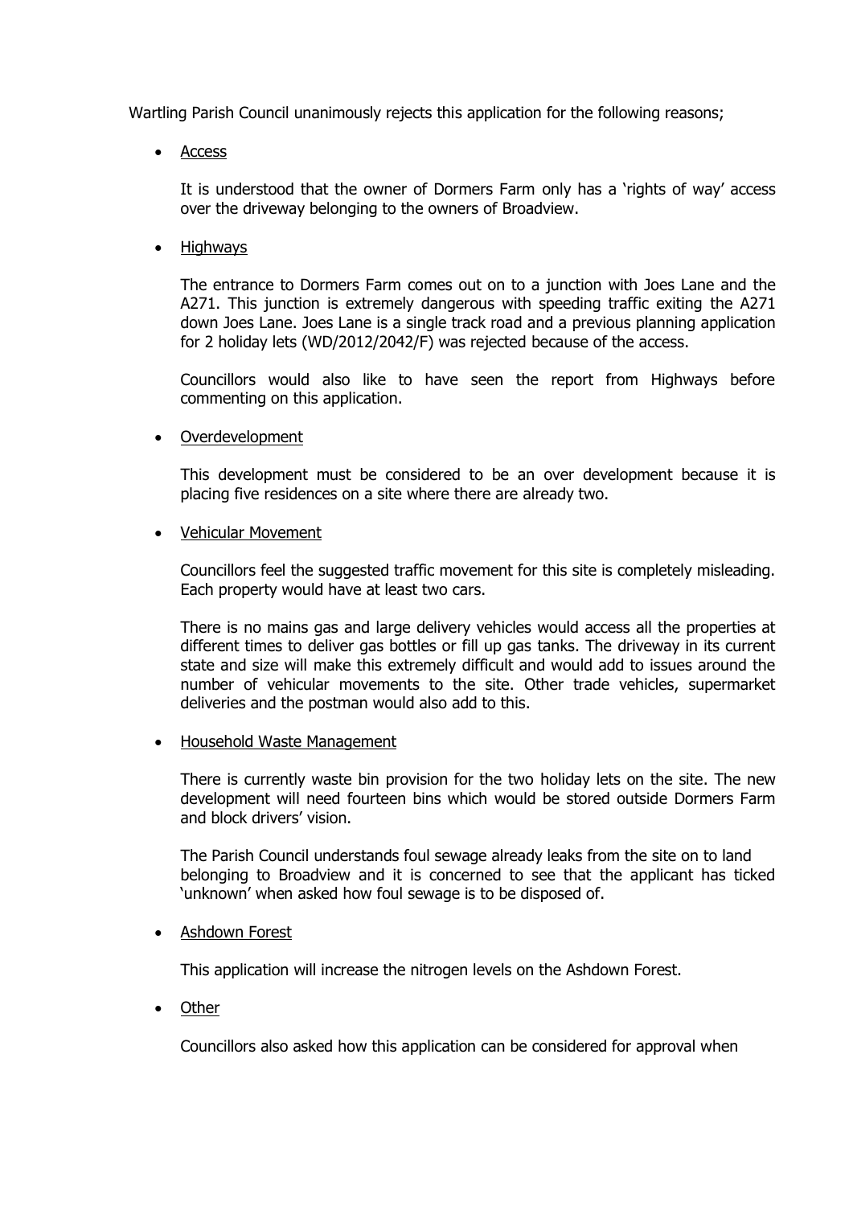Wartling Parish Council unanimously rejects this application for the following reasons;

- Access

  It is understood that the owner of Dormers Farm only has a 'rights of way' access over the driveway belonging to the owners of Broadview.

- Highways

  The entrance to Dormers Farm comes out on to a junction with Joes Lane and the A271. This junction is extremely dangerous with speeding traffic exiting the A271 down Joes Lane. Joes Lane is a single track road and a previous planning application for 2 holiday lets (WD/2012/2042/F) was rejected because of the access.

  Councillors would also like to have seen the report from Highways before commenting on this application.

- Overdevelopment

  This development must be considered to be an over development because it is placing five residences on a site where there are already two.

- Vehicular Movement

  Councillors feel the suggested traffic movement for this site is completely misleading. Each property would have at least two cars.

  There is no mains gas and large delivery vehicles would access all the properties at different times to deliver gas bottles or fill up gas tanks. The driveway in its current state and size will make this extremely difficult and would add to issues around the number of vehicular movements to the site. Other trade vehicles, supermarket deliveries and the postman would also add to this.

- Household Waste Management

  There is currently waste bin provision for the two holiday lets on the site. The new development will need fourteen bins which would be stored outside Dormers Farm and block drivers' vision.

  The Parish Council understands foul sewage already leaks from the site on to land belonging to Broadview and it is concerned to see that the applicant has ticked 'unknown' when asked how foul sewage is to be disposed of.

- Ashdown Forest

  This application will increase the nitrogen levels on the Ashdown Forest.

- Other

  Councillors also asked how this application can be considered for approval when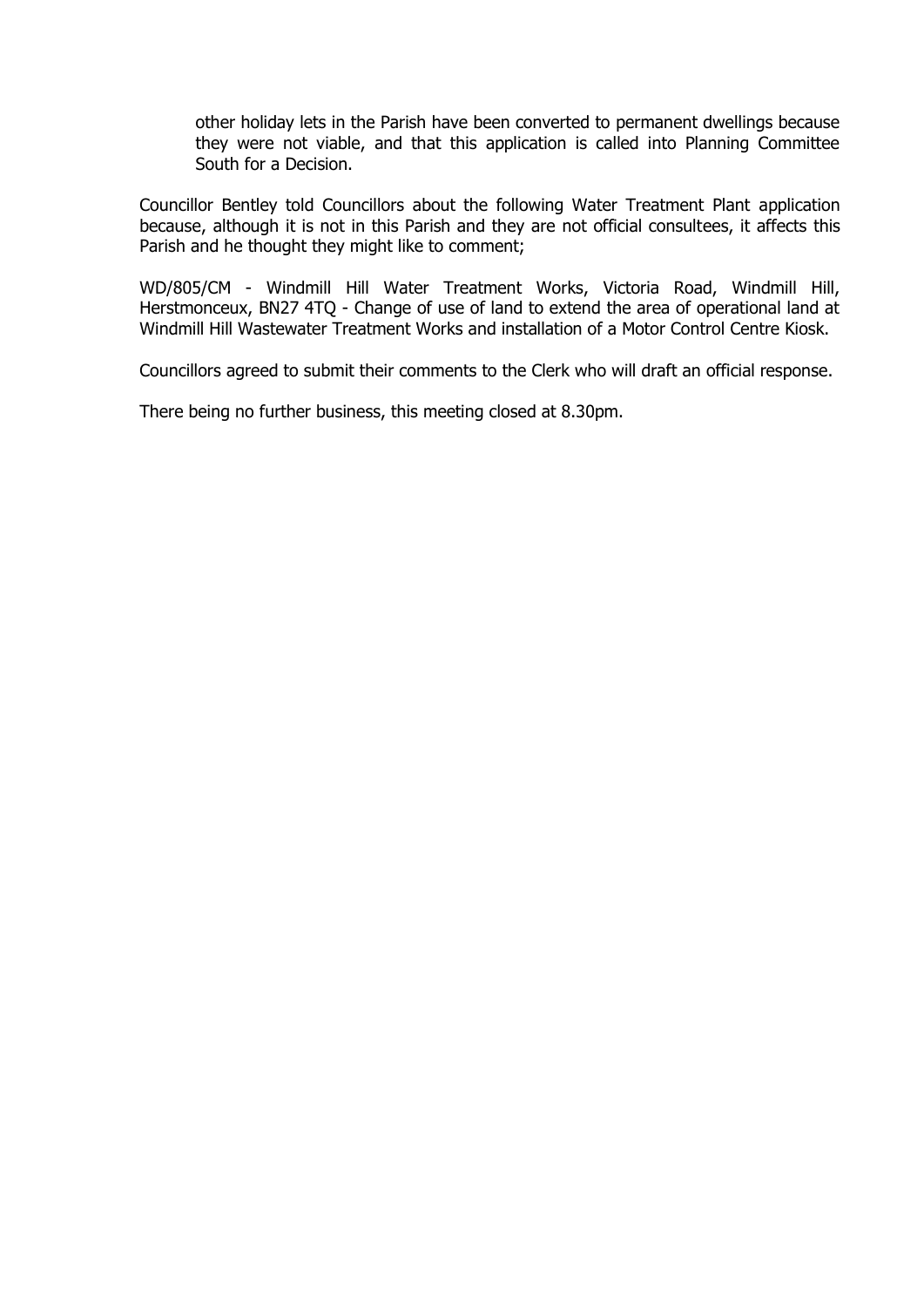other holiday lets in the Parish have been converted to permanent dwellings because they were not viable, and that this application is called into Planning Committee South for a Decision.

Councillor Bentley told Councillors about the following Water Treatment Plant application because, although it is not in this Parish and they are not official consultees, it affects this Parish and he thought they might like to comment;

WD/805/CM - Windmill Hill Water Treatment Works, Victoria Road, Windmill Hill, Herstmonceux, BN27 4TQ - Change of use of land to extend the area of operational land at Windmill Hill Wastewater Treatment Works and installation of a Motor Control Centre Kiosk.

Councillors agreed to submit their comments to the Clerk who will draft an official response.

There being no further business, this meeting closed at 8.30pm.